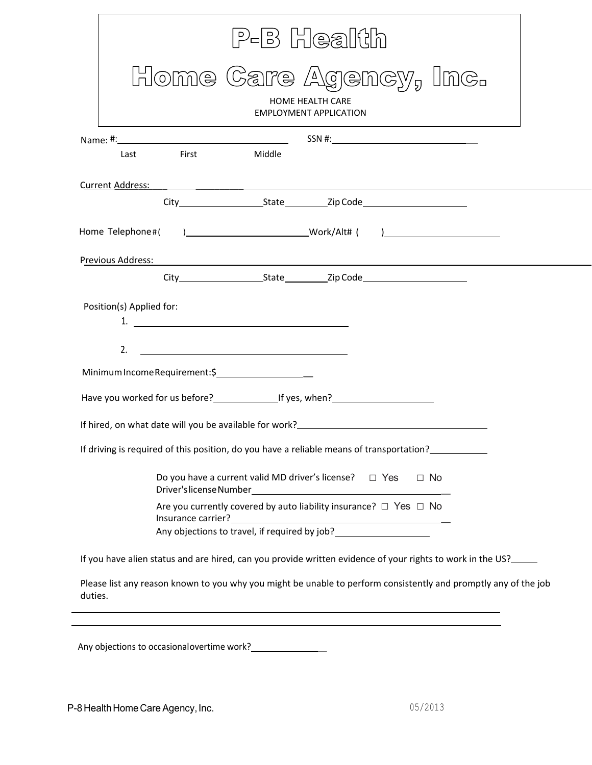# P-B Health

# Home Care Agency, Inc.

HOME HEALTH CARE
EMPLOYMENT APPLICATION

Name: #:_________________________________ SSN #:_______________________________

Last First Middle

Current Address: ____________________________________________________________

City_________________State_________Zip Code____________________

Home Telephone #( )________________________Work/Alt# ( )_______________________

Previous Address: ____________________________________________________________

City_________________State_________Zip Code____________________

Position(s) Applied for:

1. ________________________________________

2. ________________________________________

Minimum Income Requirement:$____________________

Have you worked for us before?_____________If yes, when?____________________

If hired, on what date will you be available for work?______________________________________

If driving is required of this position, do you have a reliable means of transportation?___________

Do you have a current valid MD driver's license? ☐ Yes ☐ No
Driver's license Number_________________________________________

Are you currently covered by auto liability insurance? ☐ Yes ☐ No
Insurance carrier?_____________________________________________
Any objections to travel, if required by job?__________________

If you have alien status and are hired, can you provide written evidence of your rights to work in the US?_____

Please list any reason known to you why you might be unable to perform consistently and promptly any of the job duties.

______________________________________________________________________________

______________________________________________________________________________

Any objections to occasional overtime work?_______________

P-8 Health Home Care Agency, Inc. 05/2013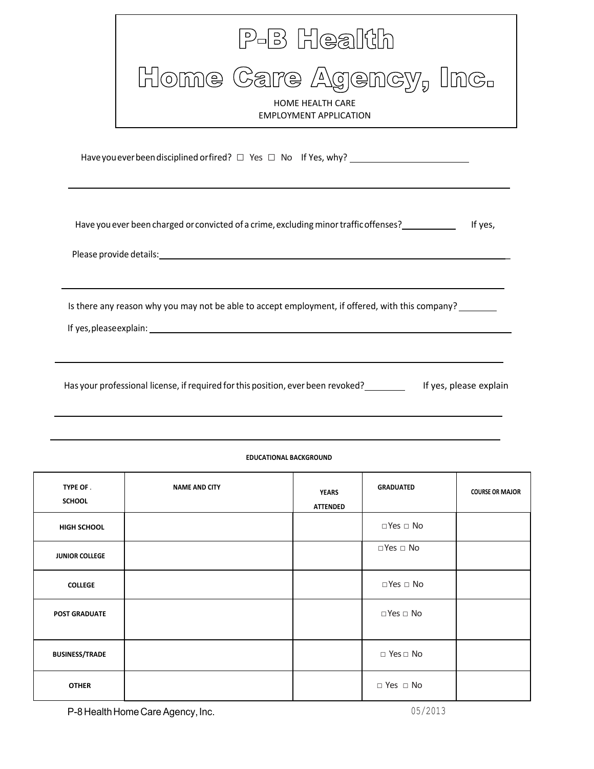# P-B Health
# Home Care Agency, Inc.

HOME HEALTH CARE
EMPLOYMENT APPLICATION

Have you ever been disciplined or fired? ☐ Yes ☐ No If Yes, why? ______________________

________________________________________________________________________________

Have you ever been charged or convicted of a crime, excluding minor traffic offenses? __________ If yes,

Please provide details: ___________________________________________________________

________________________________________________________________________________

Is there any reason why you may not be able to accept employment, if offered, with this company? _______

If yes, please explain: ____________________________________________________________

________________________________________________________________________________

Has your professional license, if required for this position, ever been revoked? ________ If yes, please explain

________________________________________________________________________________

________________________________________________________________________________

**EDUCATIONAL BACKGROUND**

| TYPE OF . SCHOOL | NAME AND CITY | YEARS ATTENDED | GRADUATED | COURSE OR MAJOR |
|---|---|---|---|---|
| HIGH SCHOOL | | | □ Yes □ No | |
| JUNIOR COLLEGE | | | □ Yes □ No | |
| COLLEGE | | | □ Yes □ No | |
| POST GRADUATE | | | □ Yes □ No | |
| BUSINESS/TRADE | | | □ Yes □ No | |
| OTHER | | | □ Yes □ No | |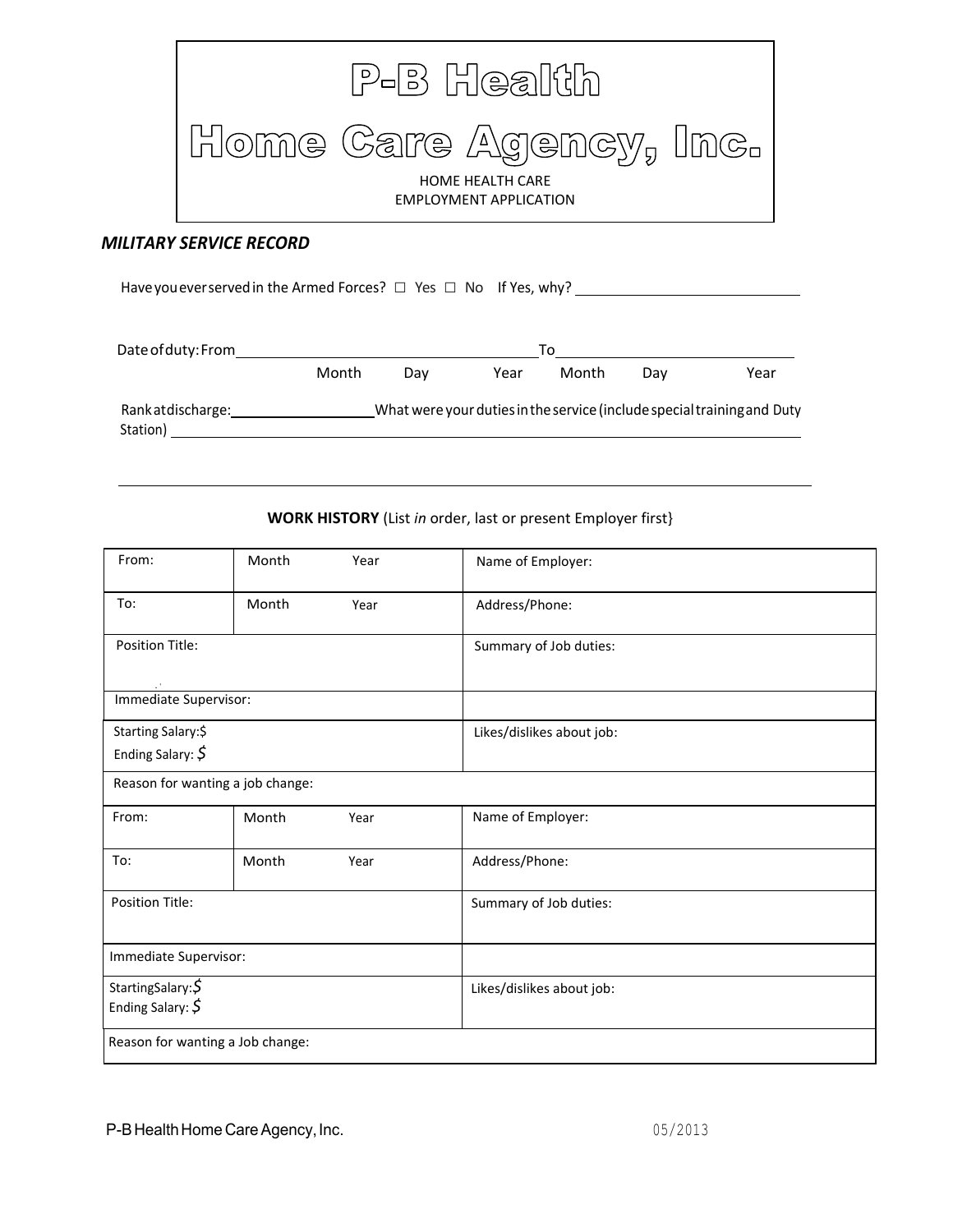# P-B Health Home Care Agency, Inc.

HOME HEALTH CARE
EMPLOYMENT APPLICATION

***MILITARY SERVICE RECORD***

Have you ever served in the Armed Forces? ☐ Yes ☐ No If Yes, why? ____________________

Date of duty: From ______________________________ To ______________________________
Month Day Year Month Day Year

Rank at discharge: ________________ What were your duties in the service (include special training and Duty Station) ______________________________________________________________

______________________________________________________________

**WORK HISTORY** (List *in* order, last or present Employer first}

| | | | |
|---|---|---|---|
| From: | Month | Year | Name of Employer: |
| To: | Month | Year | Address/Phone: |
| Position Title: | | | Summary of Job duties: |
| Immediate Supervisor: | | | |
| Starting Salary:$<br>Ending Salary: $ | | | Likes/dislikes about job: |
| Reason for wanting a job change: | | | |
| From: | Month | Year | Name of Employer: |
| To: | Month | Year | Address/Phone: |
| Position Title: | | | Summary of Job duties: |
| Immediate Supervisor: | | | |
| StartingSalary:$<br>Ending Salary: $ | | | Likes/dislikes about job: |
| Reason for wanting a Job change: | | | |

P-B Health Home Care Agency, Inc. 05/2013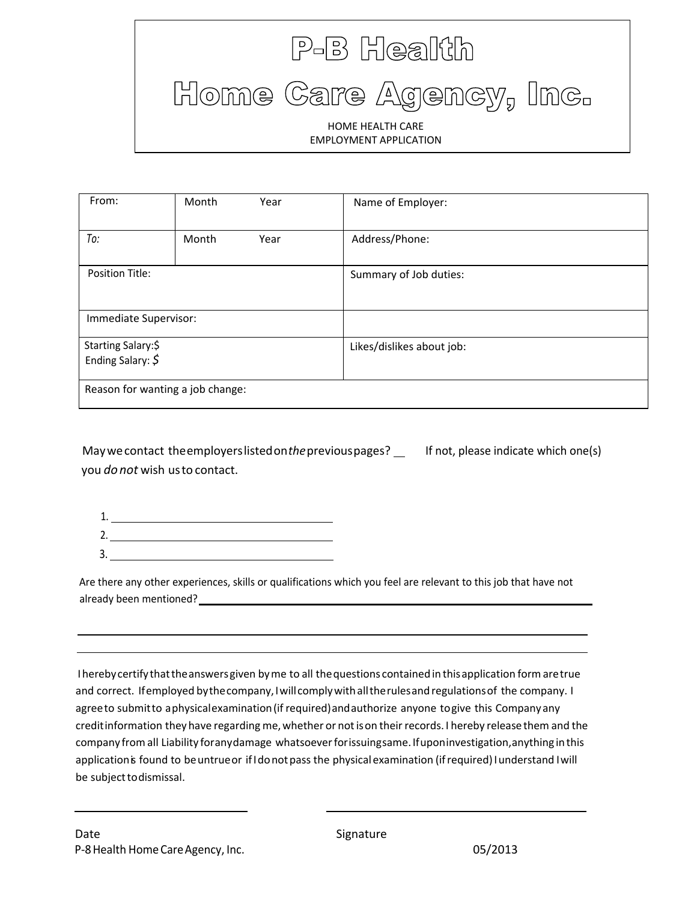# P-B Health
# Home Care Agency, Inc.

HOME HEALTH CARE
EMPLOYMENT APPLICATION

| From: | Month Year | Name of Employer: |
|---|---|---|
| *To:* | Month Year | Address/Phone: |
| Position Title: | | Summary of Job duties: |
| Immediate Supervisor: | | |
| Starting Salary:$<br>Ending Salary: *$* | | Likes/dislikes about job: |
| Reason for wanting a job change: | | |

May we contact the employers listed on *the* previous pages? __ If not, please indicate which one(s) you *do not* wish us to contact.

1. ______________________________
2. ______________________________
3. ______________________________

Are there any other experiences, skills or qualifications which you feel are relevant to this job that have not already been mentioned? ______________________________

______________________________

______________________________

I hereby certify that the answers given by me to all the questions contained in this application form are true and correct. If employed by the company, I will comply with all the rules and regulations of the company. I agree to submit to a physical examination (if required) and authorize anyone to give this Company any credit information they have regarding me, whether or not is on their records. I hereby release them and the company from all Liability for any damage whatsoever for issuing same. If upon investigation, anything in this application is found to be untrue or if I do not pass the physical examination (if required) I understand I will be subject to dismissal.

______________________ ______________________

Date Signature

P-8 Health Home Care Agency, Inc. 05/2013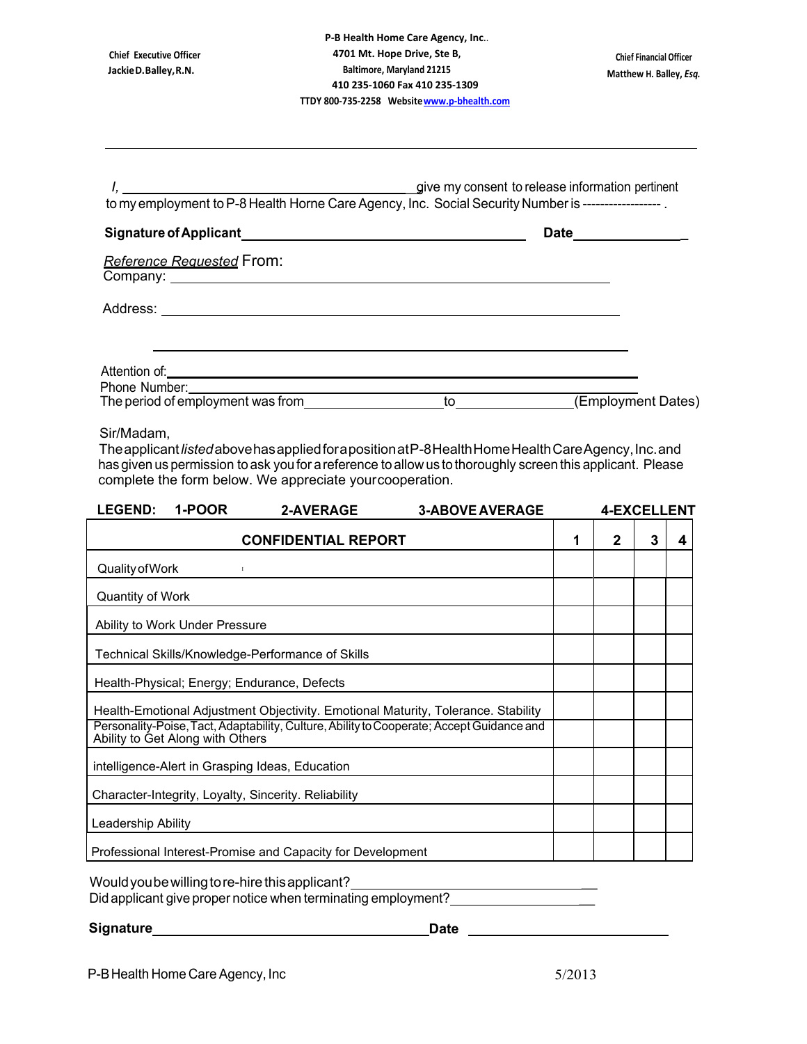Chief Executive Officer
Jackie D. Balley, R.N.

**P-B Health Home Care Agency, Inc.**.
**4701 Mt. Hope Drive, Ste B,**
**Baltimore, Maryland 21215**
**410 235-1060 Fax 410 235-1309**
**TTDY 800-735-2258 Website www.p-bhealth.com**

Chief Financial Officer
Matthew H. Balley, *Esq.*

---

*I,* ________________________________ give my consent to release information pertinent to my employment to P-8 Health Horne Care Agency, Inc. Social Security Number is ------------------ .

**Signature of Applicant** ________________________________ **Date** ______________

*Reference Requested* From:
Company: ________________________________

Address: ________________________________

________________________________

Attention of: ________________________________
Phone Number: ________________________________
The period of employment was from ______________ to ______________ (Employment Dates)

Sir/Madam,
The applicant *listed* above has applied for a position at P-8 Health Home Health Care Agency, Inc. and has given us permission to ask you for a reference to allow us to thoroughly screen this applicant. Please complete the form below. We appreciate your cooperation.

**LEGEND: 1-POOR 2-AVERAGE 3-ABOVE AVERAGE 4-EXCELLENT**

| **CONFIDENTIAL REPORT** | **1** | **2** | **3** | **4** |
|---|---|---|---|---|
| Quality of Work | | | | |
| Quantity of Work | | | | |
| Ability to Work Under Pressure | | | | |
| Technical Skills/Knowledge-Performance of Skills | | | | |
| Health-Physical; Energy; Endurance, Defects | | | | |
| Health-Emotional Adjustment Objectivity. Emotional Maturity, Tolerance. Stability | | | | |
| Personality-Poise, Tact, Adaptability, Culture, Ability to Cooperate; Accept Guidance and Ability to Get Along with Others | | | | |
| intelligence-Alert in Grasping Ideas, Education | | | | |
| Character-Integrity, Loyalty, Sincerity. Reliability | | | | |
| Leadership Ability | | | | |
| Professional Interest-Promise and Capacity for Development | | | | |

Would you be willing to re-hire this applicant? ________________________________
Did applicant give proper notice when terminating employment? ______________________

**Signature** ________________________________ **Date** ______________________

P-B Health Home Care Agency, Inc 5/2013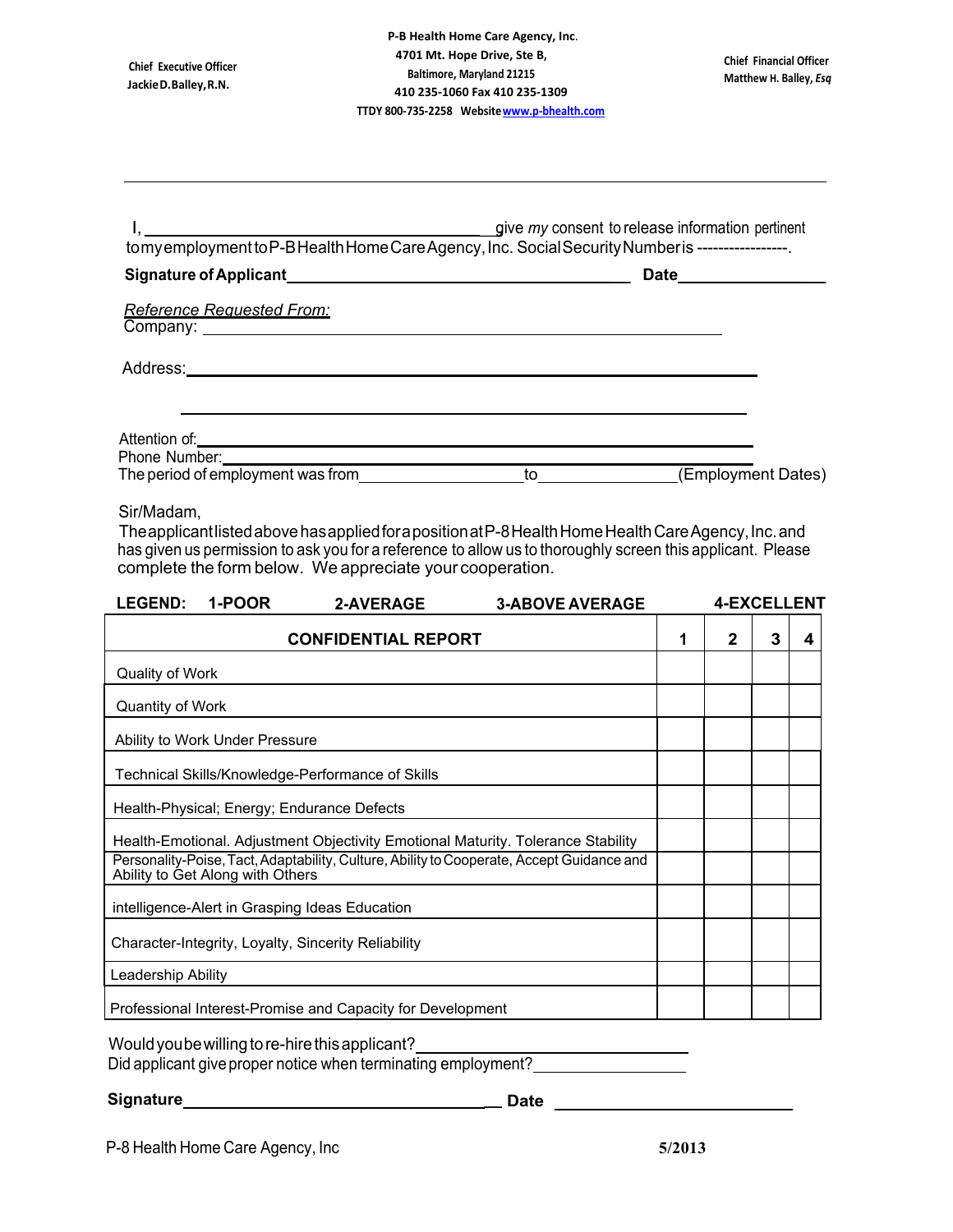Chief Executive Officer
Jackie D. Balley, R.N.

**P-B Health Home Care Agency, Inc.**
**4701 Mt. Hope Drive, Ste B,**
**Baltimore, Maryland 21215**
**410 235-1060 Fax 410 235-1309**
**TTDY 800-735-2258 Website [www.p-bhealth.com](www.p-bhealth.com)**

Chief Financial Officer
Matthew H. Balley, *Esq*

---

I, ________________________________ give *my* consent to release information pertinent to my employment to P-B Health Home Care Agency, Inc. Social Security Number is -----------------.

**Signature of Applicant** ________________________________ **Date** ______________

*Reference Requested From:*
Company: ________________________________

Address: ________________________________

________________________________

Attention of: ________________________________
Phone Number: ________________________________
The period of employment was from ________________ to ________________ (Employment Dates)

Sir/Madam,
The applicant listed above has applied for a position at P-8 Health Home Health Care Agency, Inc. and has given us permission to ask you for a reference to allow us to thoroughly screen this applicant. Please complete the form below. We appreciate your cooperation.

**LEGEND: 1-POOR 2-AVERAGE 3-ABOVE AVERAGE 4-EXCELLENT**

| CONFIDENTIAL REPORT | 1 | 2 | 3 | 4 |
|---|---|---|---|---|
| Quality of Work | | | | |
| Quantity of Work | | | | |
| Ability to Work Under Pressure | | | | |
| Technical Skills/Knowledge-Performance of Skills | | | | |
| Health-Physical; Energy; Endurance Defects | | | | |
| Health-Emotional. Adjustment Objectivity Emotional Maturity. Tolerance Stability | | | | |
| Personality-Poise, Tact, Adaptability, Culture, Ability to Cooperate, Accept Guidance and Ability to Get Along with Others | | | | |
| intelligence-Alert in Grasping Ideas Education | | | | |
| Character-Integrity, Loyalty, Sincerity Reliability | | | | |
| Leadership Ability | | | | |
| Professional Interest-Promise and Capacity for Development | | | | |

Would you be willing to re-hire this applicant? ________________________________
Did applicant give proper notice when terminating employment? ________________

**Signature** ________________________________ **Date** ________________________

P-8 Health Home Care Agency, Inc 5/2013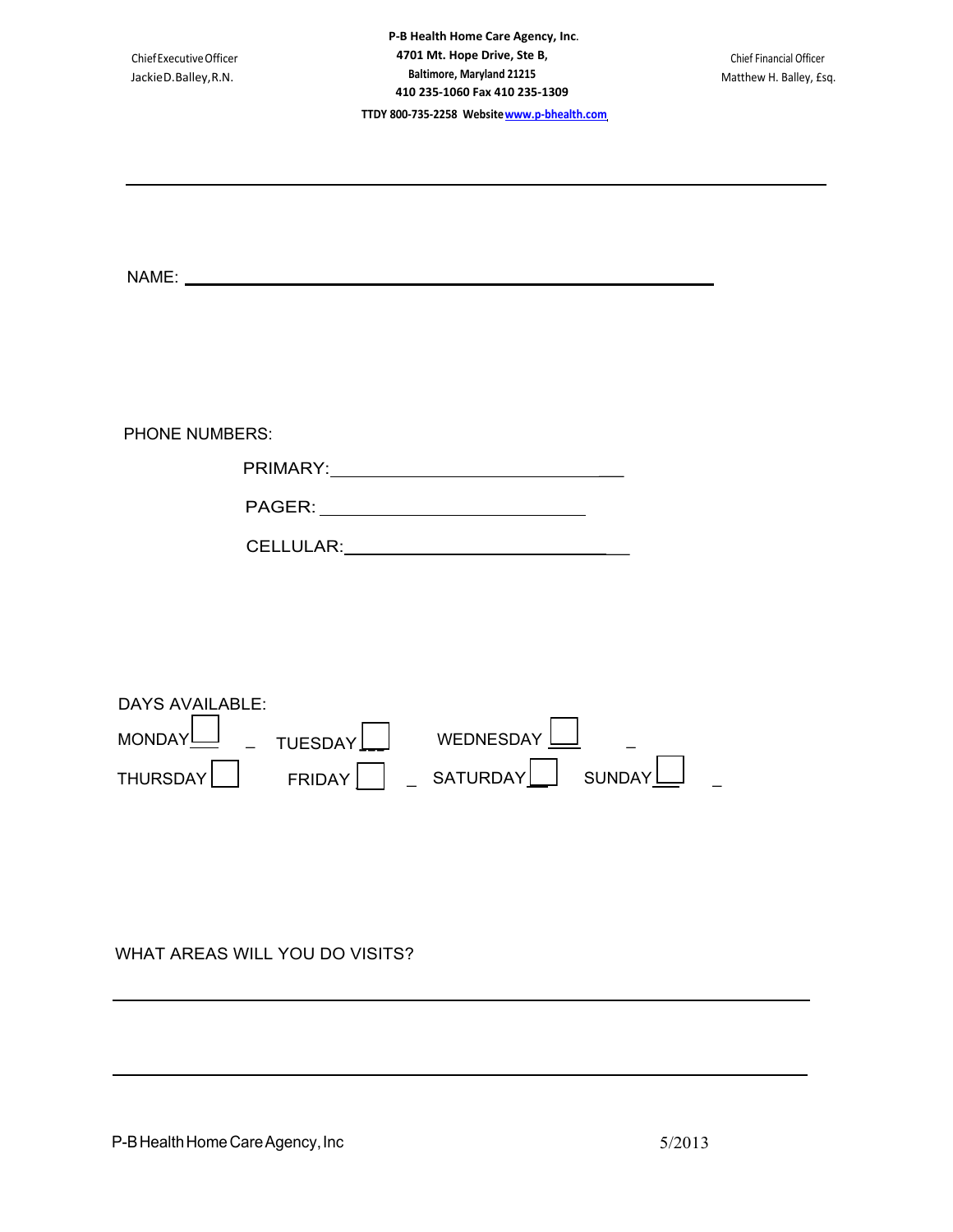Chief Executive Officer
Jackie D. Balley, R.N.

**P-B Health Home Care Agency, Inc.**
**4701 Mt. Hope Drive, Ste B,**
**Baltimore, Maryland 21215**
**410 235-1060 Fax 410 235-1309**
**TTDY 800-735-2258 Website www.p-bhealth.com**

Chief Financial Officer
Matthew H. Balley, Esq.

---

NAME: ______________________________________________

PHONE NUMBERS:

PRIMARY: ______________________________

PAGER: ______________________________

CELLULAR: ______________________________

DAYS AVAILABLE:

MONDAY ☐ TUESDAY ☐ WEDNESDAY ☐
THURSDAY ☐ FRIDAY ☐ SATURDAY ☐ SUNDAY ☐

WHAT AREAS WILL YOU DO VISITS?

______________________________________________________________

______________________________________________________________

P-B Health Home Care Agency, Inc 5/2013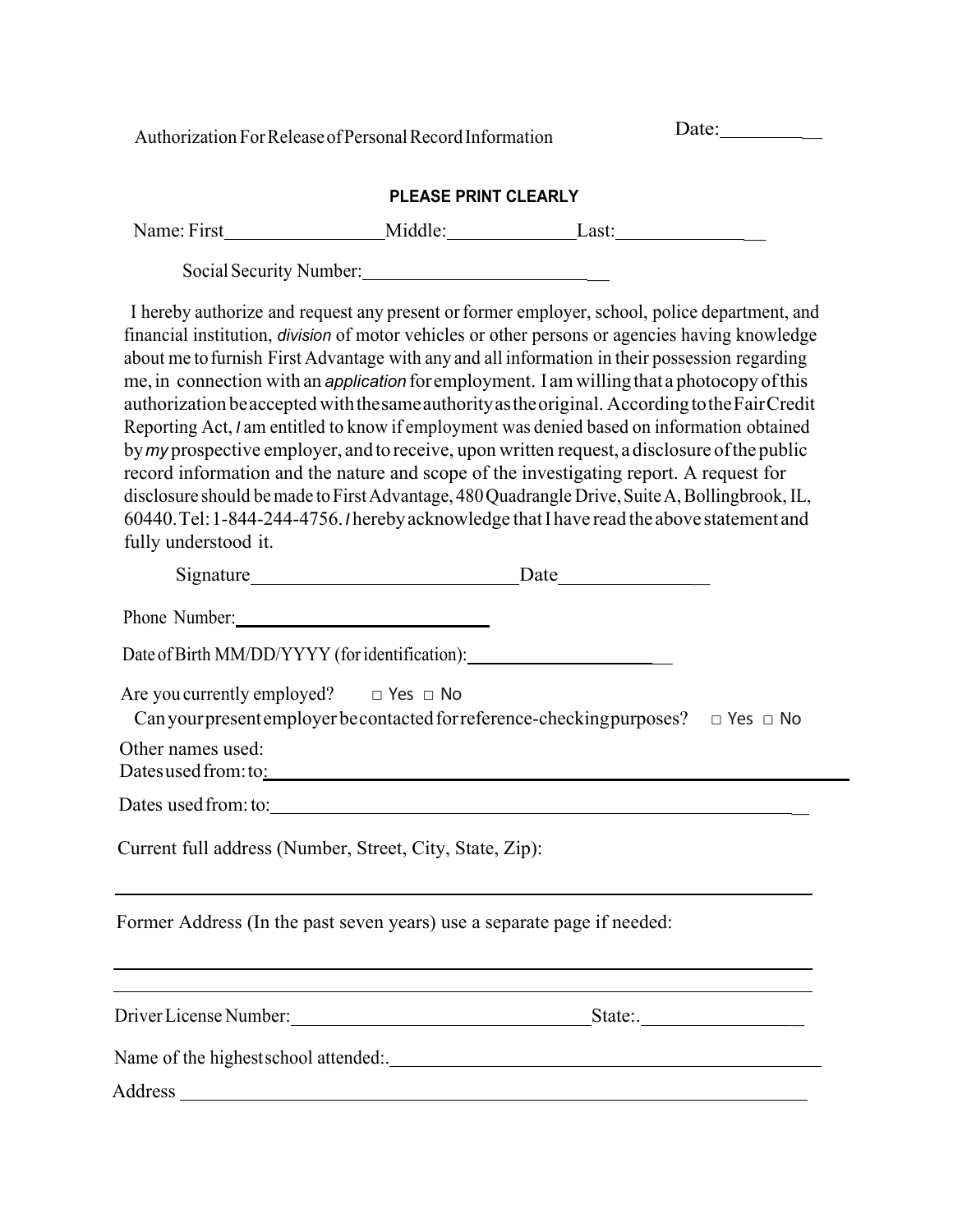Authorization For Release of Personal Record Information

Date:__________

**PLEASE PRINT CLEARLY**

Name: First________________ Middle:_____________ Last:_______________

Social Security Number:__________________________

I hereby authorize and request any present or former employer, school, police department, and financial institution, *division* of motor vehicles or other persons or agencies having knowledge about me to furnish First Advantage with any and all information in their possession regarding me, in connection with an *application* for employment. I am willing that a photocopy of this authorization be accepted with the same authority as the original. According to the Fair Credit Reporting Act, *I* am entitled to know if employment was denied based on information obtained by *my* prospective employer, and to receive, upon written request, a disclosure of the public record information and the nature and scope of the investigating report. A request for disclosure should be made to First Advantage, 480 Quadrangle Drive, Suite A, Bollingbrook, IL, 60440. Tel: 1-844-244-4756. *I* hereby acknowledge that I have read the above statement and fully understood it.

Signature___________________________ Date_______________

Phone Number:____________________________

Date of Birth MM/DD/YYYY (for identification):______________________

Are you currently employed? □ Yes □ No

Can your present employer be contacted for reference-checking purposes? □ Yes □ No

Other names used:

Dates used from: to:______________________________________________________

Dates used from: to:______________________________________________________

Current full address (Number, Street, City, State, Zip):

______________________________________________________________________

Former Address (In the past seven years) use a separate page if needed:

______________________________________________________________________

______________________________________________________________________

Driver License Number:________________________________ State:.________________

Name of the highest school attended:.______________________________________________

Address ______________________________________________________________________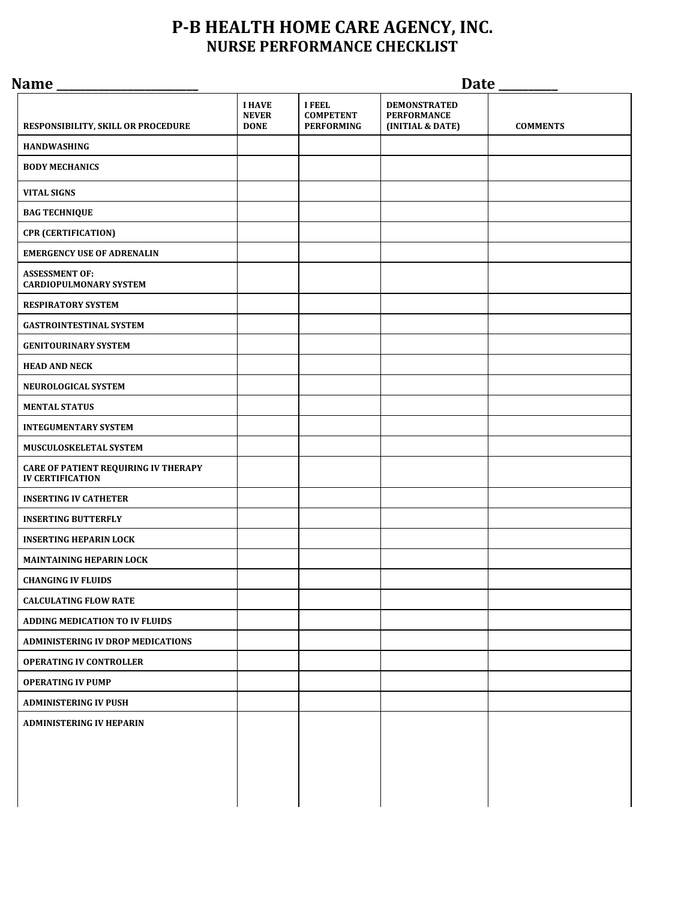# P-B HEALTH HOME CARE AGENCY, INC.
## NURSE PERFORMANCE CHECKLIST

**Name** ______________________ **Date** _________

| RESPONSIBILITY, SKILL OR PROCEDURE | I HAVE NEVER DONE | I FEEL COMPETENT PERFORMING | DEMONSTRATED PERFORMANCE (INITIAL & DATE) | COMMENTS |
|---|---|---|---|---|
| HANDWASHING | | | | |
| BODY MECHANICS | | | | |
| VITAL SIGNS | | | | |
| BAG TECHNIQUE | | | | |
| CPR (CERTIFICATION) | | | | |
| EMERGENCY USE OF ADRENALIN | | | | |
| ASSESSMENT OF: CARDIOPULMONARY SYSTEM | | | | |
| RESPIRATORY SYSTEM | | | | |
| GASTROINTESTINAL SYSTEM | | | | |
| GENITOURINARY SYSTEM | | | | |
| HEAD AND NECK | | | | |
| NEUROLOGICAL SYSTEM | | | | |
| MENTAL STATUS | | | | |
| INTEGUMENTARY SYSTEM | | | | |
| MUSCULOSKELETAL SYSTEM | | | | |
| CARE OF PATIENT REQUIRING IV THERAPY IV CERTIFICATION | | | | |
| INSERTING IV CATHETER | | | | |
| INSERTING BUTTERFLY | | | | |
| INSERTING HEPARIN LOCK | | | | |
| MAINTAINING HEPARIN LOCK | | | | |
| CHANGING IV FLUIDS | | | | |
| CALCULATING FLOW RATE | | | | |
| ADDING MEDICATION TO IV FLUIDS | | | | |
| ADMINISTERING IV DROP MEDICATIONS | | | | |
| OPERATING IV CONTROLLER | | | | |
| OPERATING IV PUMP | | | | |
| ADMINISTERING IV PUSH | | | | |
| ADMINISTERING IV HEPARIN | | | | |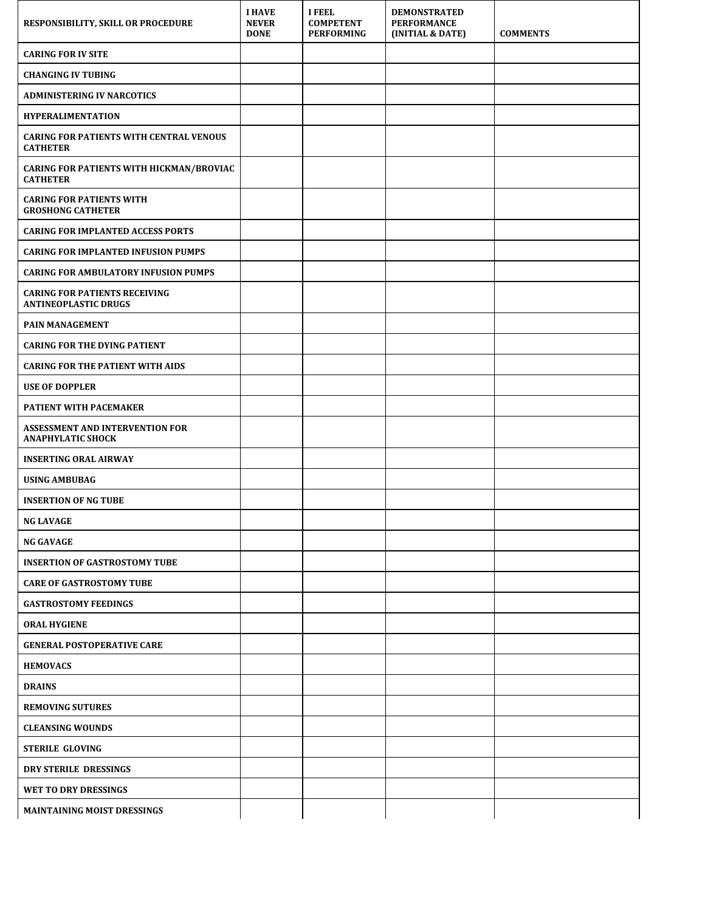| RESPONSIBILITY, SKILL OR PROCEDURE | I HAVE NEVER DONE | I FEEL COMPETENT PERFORMING | DEMONSTRATED PERFORMANCE (INITIAL & DATE) | COMMENTS |
|---|---|---|---|---|
| CARING FOR IV SITE | | | | |
| CHANGING IV TUBING | | | | |
| ADMINISTERING IV NARCOTICS | | | | |
| HYPERALIMENTATION | | | | |
| CARING FOR PATIENTS WITH CENTRAL VENOUS CATHETER | | | | |
| CARING FOR PATIENTS WITH HICKMAN/BROVIAC CATHETER | | | | |
| CARING FOR PATIENTS WITH GROSHONG CATHETER | | | | |
| CARING FOR IMPLANTED ACCESS PORTS | | | | |
| CARING FOR IMPLANTED INFUSION PUMPS | | | | |
| CARING FOR AMBULATORY INFUSION PUMPS | | | | |
| CARING FOR PATIENTS RECEIVING ANTINEOPLASTIC DRUGS | | | | |
| PAIN MANAGEMENT | | | | |
| CARING FOR THE DYING PATIENT | | | | |
| CARING FOR THE PATIENT WITH AIDS | | | | |
| USE OF DOPPLER | | | | |
| PATIENT WITH PACEMAKER | | | | |
| ASSESSMENT AND INTERVENTION FOR ANAPHYLATIC SHOCK | | | | |
| INSERTING ORAL AIRWAY | | | | |
| USING AMBUBAG | | | | |
| INSERTION OF NG TUBE | | | | |
| NG LAVAGE | | | | |
| NG GAVAGE | | | | |
| INSERTION OF GASTROSTOMY TUBE | | | | |
| CARE OF GASTROSTOMY TUBE | | | | |
| GASTROSTOMY FEEDINGS | | | | |
| ORAL HYGIENE | | | | |
| GENERAL POSTOPERATIVE CARE | | | | |
| HEMOVACS | | | | |
| DRAINS | | | | |
| REMOVING SUTURES | | | | |
| CLEANSING WOUNDS | | | | |
| STERILE GLOVING | | | | |
| DRY STERILE DRESSINGS | | | | |
| WET TO DRY DRESSINGS | | | | |
| MAINTAINING MOIST DRESSINGS | | | | |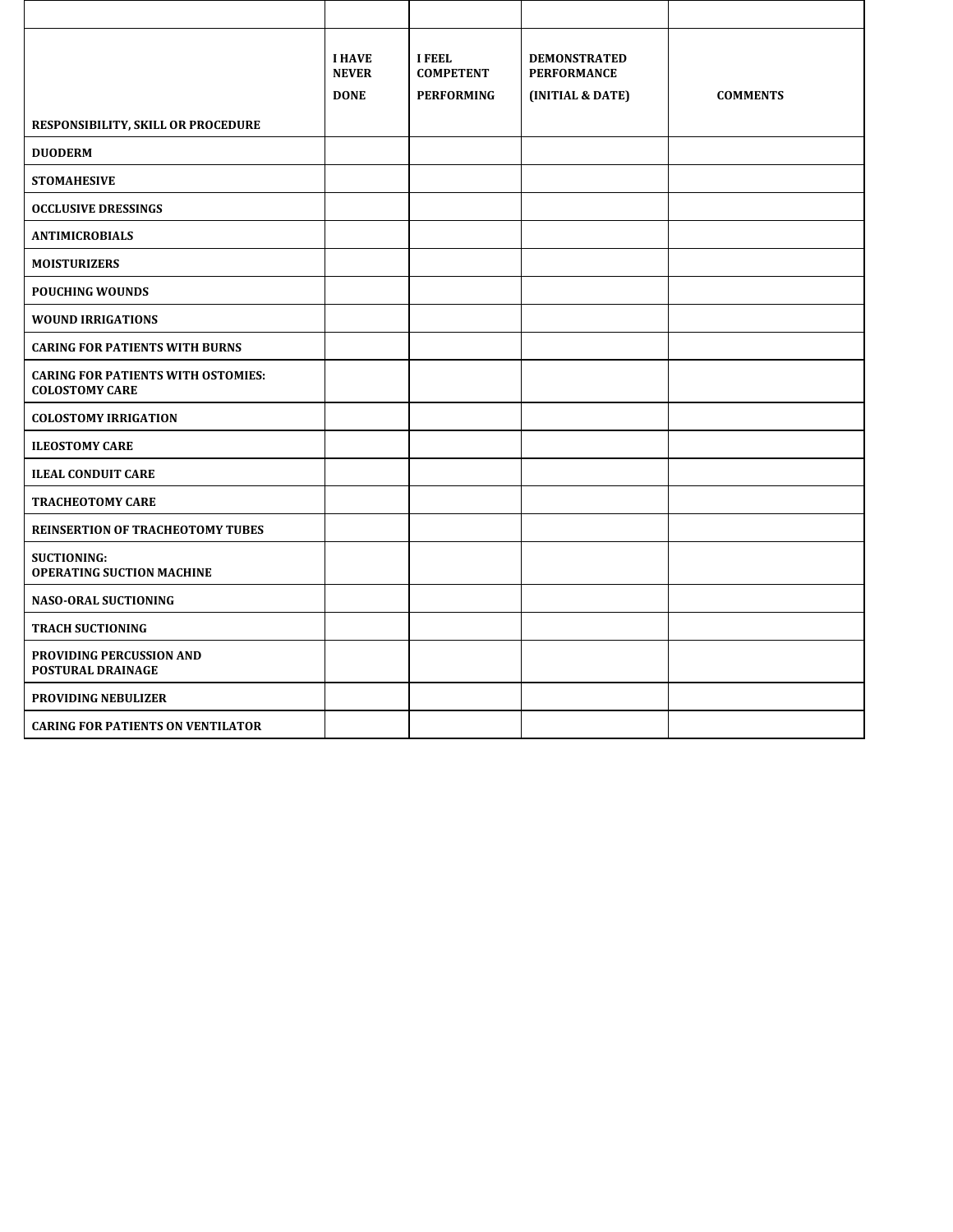| RESPONSIBILITY, SKILL OR PROCEDURE | I HAVE NEVER DONE | I FEEL COMPETENT PERFORMING | DEMONSTRATED PERFORMANCE (INITIAL & DATE) | COMMENTS |
|---|---|---|---|---|
| **DUODERM** | | | | |
| **STOMAHESIVE** | | | | |
| **OCCLUSIVE DRESSINGS** | | | | |
| **ANTIMICROBIALS** | | | | |
| **MOISTURIZERS** | | | | |
| **POUCHING WOUNDS** | | | | |
| **WOUND IRRIGATIONS** | | | | |
| **CARING FOR PATIENTS WITH BURNS** | | | | |
| **CARING FOR PATIENTS WITH OSTOMIES: COLOSTOMY CARE** | | | | |
| **COLOSTOMY IRRIGATION** | | | | |
| **ILEOSTOMY CARE** | | | | |
| **ILEAL CONDUIT CARE** | | | | |
| **TRACHEOTOMY CARE** | | | | |
| **REINSERTION OF TRACHEOTOMY TUBES** | | | | |
| **SUCTIONING: OPERATING SUCTION MACHINE** | | | | |
| **NASO-ORAL SUCTIONING** | | | | |
| **TRACH SUCTIONING** | | | | |
| **PROVIDING PERCUSSION AND POSTURAL DRAINAGE** | | | | |
| **PROVIDING NEBULIZER** | | | | |
| **CARING FOR PATIENTS ON VENTILATOR** | | | | |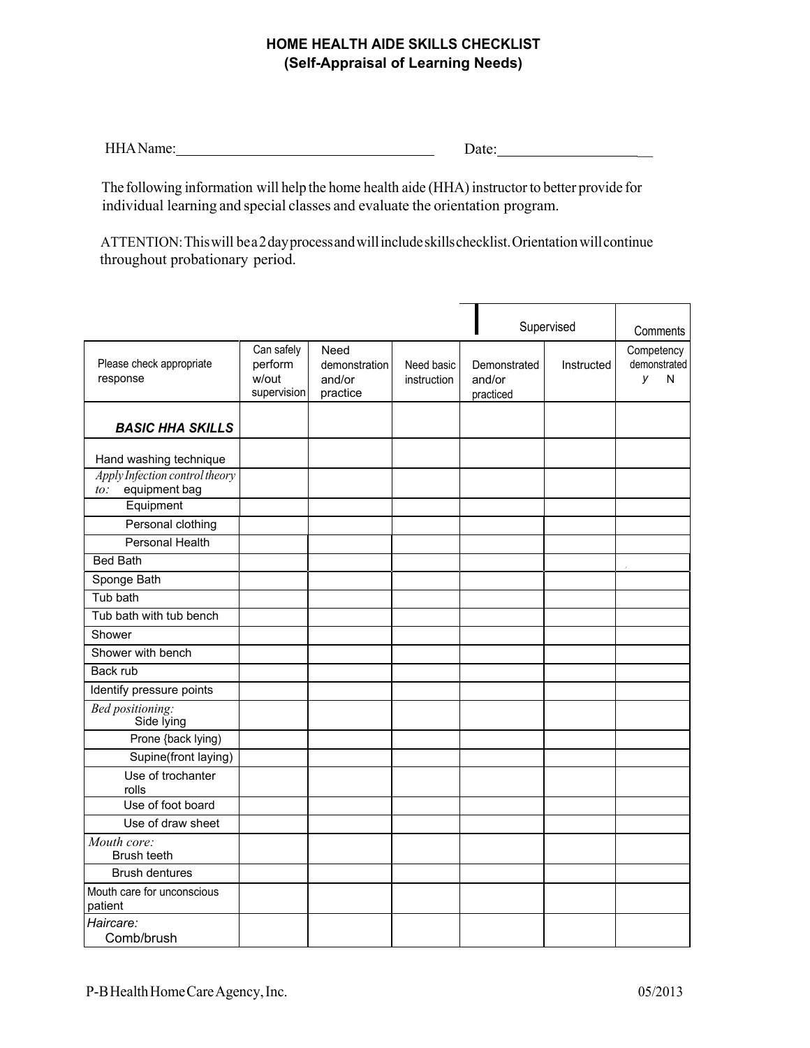**HOME HEALTH AIDE SKILLS CHECKLIST**
**(Self-Appraisal of Learning Needs)**

HHA Name:___________________________________ Date:____________________

The following information will help the home health aide (HHA) instructor to better provide for individual learning and special classes and evaluate the orientation program.

ATTENTION: This will be a 2 day process and will include skills checklist. Orientation will continue throughout probationary period.

| | | | | Supervised | | Comments |
|---|---|---|---|---|---|---|
| Please check appropriate response | Can safely perform w/out supervision | Need demonstration and/or practice | Need basic instruction | Demonstrated and/or practiced | Instructed | Competency demonstrated y N |
| ***BASIC HHA SKILLS*** | | | | | | |
| Hand washing technique | | | | | | |
| *Apply Infection control theory to:* equipment bag | | | | | | |
| Equipment | | | | | | |
| Personal clothing | | | | | | |
| Personal Health | | | | | | |
| Bed Bath | | | | | | |
| Sponge Bath | | | | | | |
| Tub bath | | | | | | |
| Tub bath with tub bench | | | | | | |
| Shower | | | | | | |
| Shower with bench | | | | | | |
| Back rub | | | | | | |
| Identify pressure points | | | | | | |
| *Bed positioning:* Side lying | | | | | | |
| Prone {back lying) | | | | | | |
| Supine(front laying) | | | | | | |
| Use of trochanter rolls | | | | | | |
| Use of foot board | | | | | | |
| Use of draw sheet | | | | | | |
| *Mouth core:* Brush teeth | | | | | | |
| Brush dentures | | | | | | |
| Mouth care for unconscious patient | | | | | | |
| *Haircare:* Comb/brush | | | | | | |

P-B Health Home Care Agency, Inc. 05/2013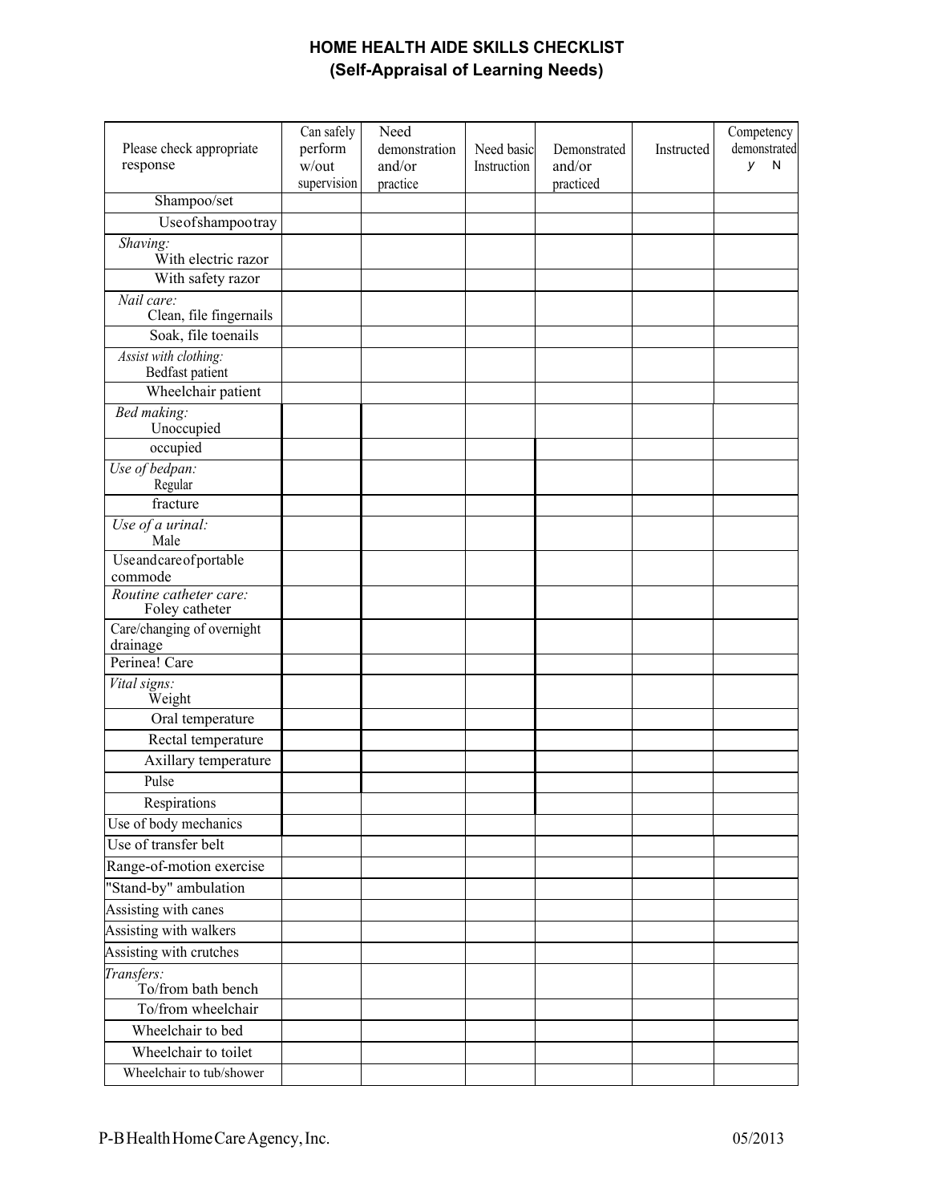# HOME HEALTH AIDE SKILLS CHECKLIST
## (Self-Appraisal of Learning Needs)

| Please check appropriate response | Can safely perform w/out supervision | Need demonstration and/or practice | Need basic Instruction | Demonstrated and/or practiced | Instructed | Competency demonstrated y N |
|---|---|---|---|---|---|---|
| Shampoo/set | | | | | | |
| Use of shampoo tray | | | | | | |
| *Shaving:* With electric razor | | | | | | |
| With safety razor | | | | | | |
| *Nail care:* Clean, file fingernails | | | | | | |
| Soak, file toenails | | | | | | |
| *Assist with clothing:* Bedfast patient | | | | | | |
| Wheelchair patient | | | | | | |
| *Bed making:* Unoccupied | | | | | | |
| occupied | | | | | | |
| *Use of bedpan:* Regular | | | | | | |
| fracture | | | | | | |
| *Use of a urinal:* Male | | | | | | |
| Use and care of portable commode | | | | | | |
| *Routine catheter care:* Foley catheter | | | | | | |
| Care/changing of overnight drainage | | | | | | |
| Perinea! Care | | | | | | |
| *Vital signs:* Weight | | | | | | |
| Oral temperature | | | | | | |
| Rectal temperature | | | | | | |
| Axillary temperature | | | | | | |
| Pulse | | | | | | |
| Respirations | | | | | | |
| Use of body mechanics | | | | | | |
| Use of transfer belt | | | | | | |
| Range-of-motion exercise | | | | | | |
| "Stand-by" ambulation | | | | | | |
| Assisting with canes | | | | | | |
| Assisting with walkers | | | | | | |
| Assisting with crutches | | | | | | |
| *Transfers:* To/from bath bench | | | | | | |
| To/from wheelchair | | | | | | |
| Wheelchair to bed | | | | | | |
| Wheelchair to toilet | | | | | | |
| Wheelchair to tub/shower | | | | | | |

P-B Health Home Care Agency, Inc. 05/2013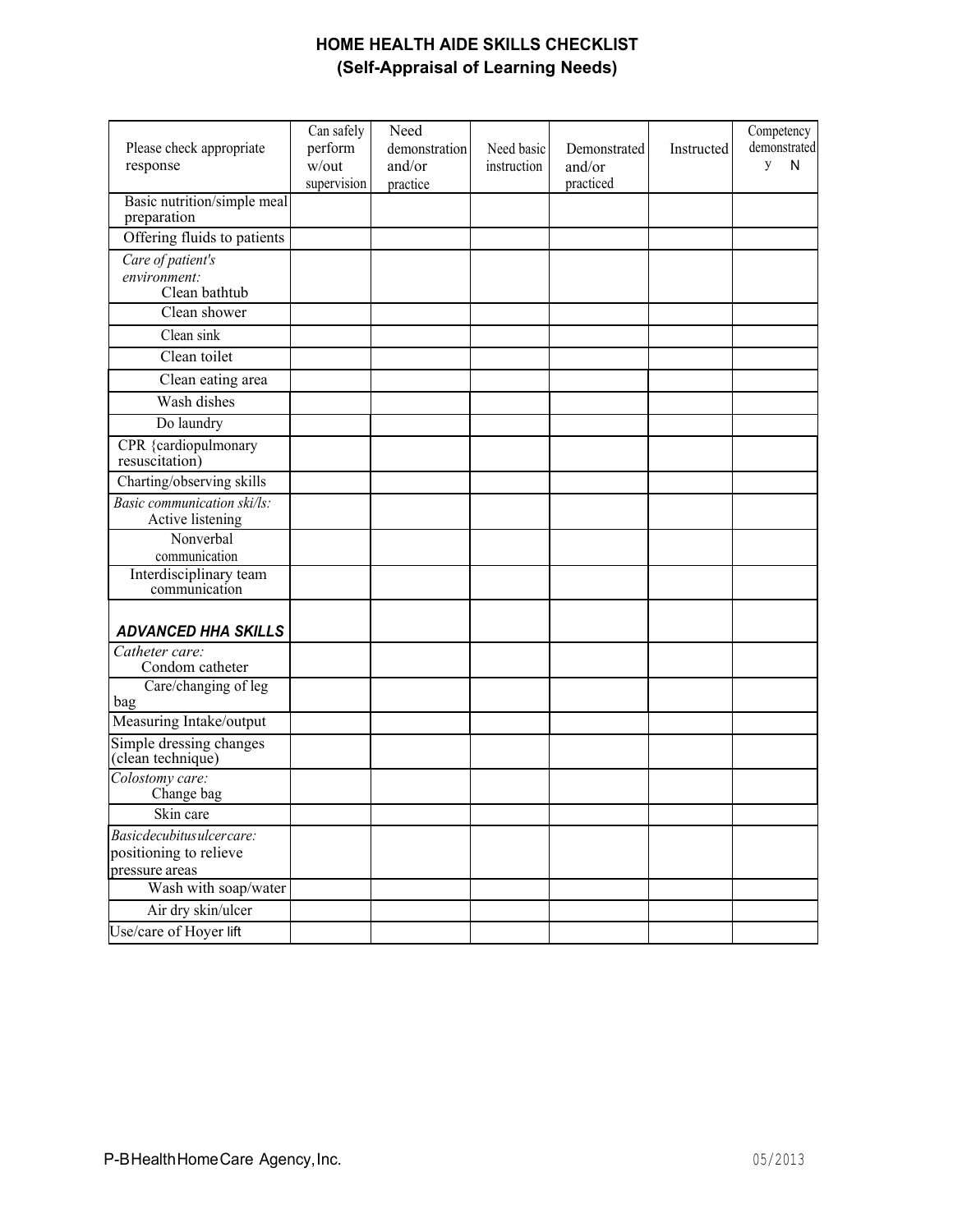# HOME HEALTH AIDE SKILLS CHECKLIST
## (Self-Appraisal of Learning Needs)

| Please check appropriate response | Can safely perform w/out supervision | Need demonstration and/or practice | Need basic instruction | Demonstrated and/or practiced | Instructed | Competency demonstrated y N |
|---|---|---|---|---|---|---|
| Basic nutrition/simple meal preparation | | | | | | |
| Offering fluids to patients | | | | | | |
| *Care of patient's environment:* Clean bathtub | | | | | | |
| Clean shower | | | | | | |
| Clean sink | | | | | | |
| Clean toilet | | | | | | |
| Clean eating area | | | | | | |
| Wash dishes | | | | | | |
| Do laundry | | | | | | |
| CPR {cardiopulmonary resuscitation) | | | | | | |
| Charting/observing skills | | | | | | |
| *Basic communication ski/ls:* Active listening | | | | | | |
| Nonverbal communication | | | | | | |
| Interdisciplinary team communication | | | | | | |
| ***ADVANCED HHA SKILLS*** | | | | | | |
| *Catheter care:* Condom catheter | | | | | | |
| Care/changing of leg bag | | | | | | |
| Measuring Intake/output | | | | | | |
| Simple dressing changes (clean technique) | | | | | | |
| *Colostomy care:* Change bag | | | | | | |
| Skin care | | | | | | |
| *Basicdecubitusulcercare:* positioning to relieve pressure areas | | | | | | |
| Wash with soap/water | | | | | | |
| Air dry skin/ulcer | | | | | | |
| Use/care of Hoyer lift | | | | | | |

P-B Health Home Care Agency, Inc. 05/2013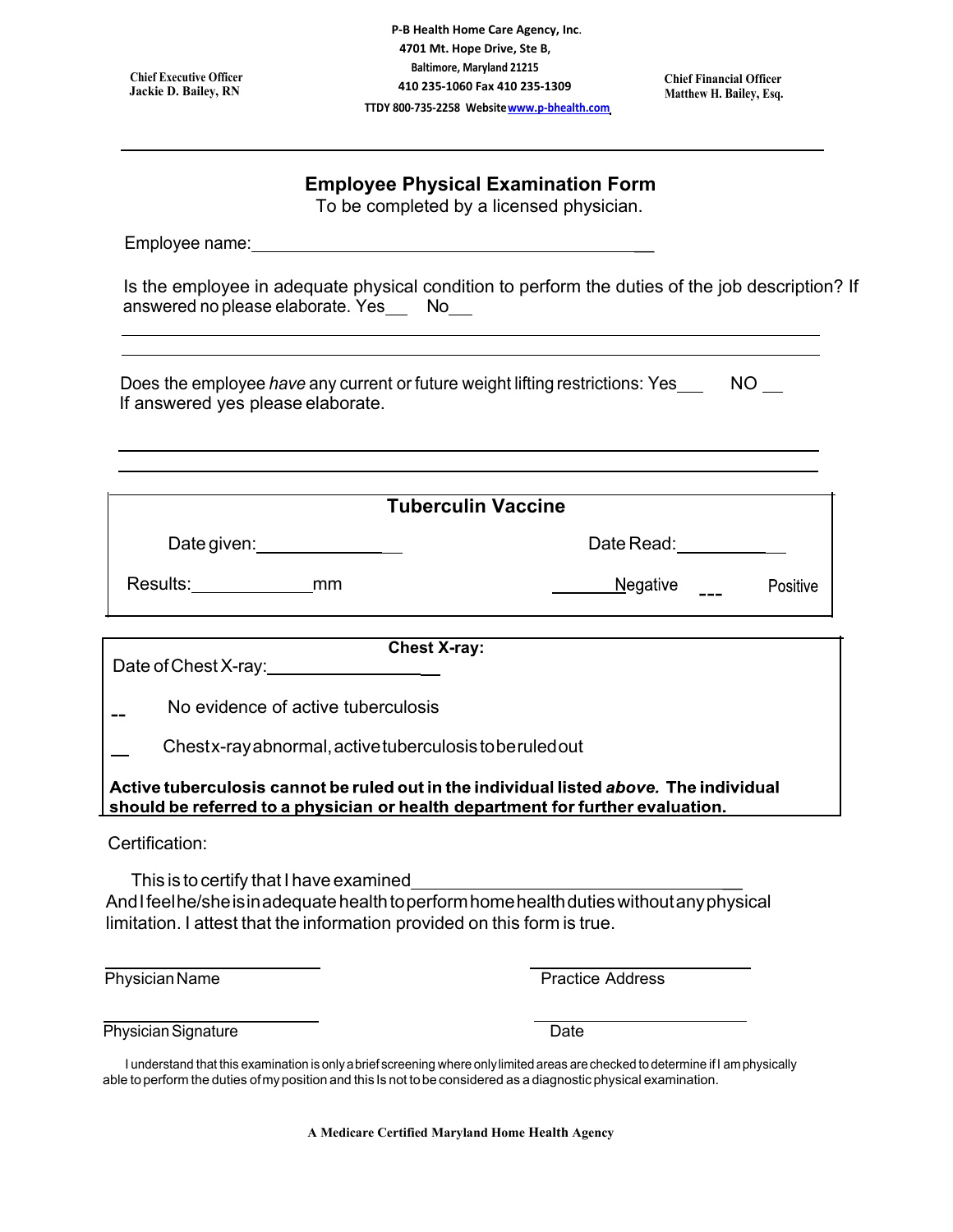Chief Executive Officer
Jackie D. Bailey, RN

**P-B Health Home Care Agency, Inc.**
**4701 Mt. Hope Drive, Ste B,**
**Baltimore, Maryland 21215**
**410 235-1060 Fax 410 235-1309**
**TTDY 800-735-2258 Website [www.p-bhealth.com](http://www.p-bhealth.com)**

Chief Financial Officer
Matthew H. Bailey, Esq.

---

## Employee Physical Examination Form

To be completed by a licensed physician.

Employee name:_____________________________________________

Is the employee in adequate physical condition to perform the duties of the job description? If answered no please elaborate. Yes__ No__

_______________________________________________________________________________

_______________________________________________________________________________

Does the employee *have* any current or future weight lifting restrictions: Yes___ NO __
If answered yes please elaborate.

_______________________________________________________________________________

_______________________________________________________________________________

### Tuberculin Vaccine

Date given:_______________ Date Read:_____________

Results:_____________mm _______Negative ___ Positive

### Chest X-ray:

Date of Chest X-ray:__________________

-- No evidence of active tuberculosis

__ Chest x-ray abnormal, active tuberculosis to be ruled out

**Active tuberculosis cannot be ruled out in the individual listed *above.* The individual should be referred to a physician or health department for further evaluation.**

Certification:

This is to certify that I have examined_________________________________
And I feel he/she is in adequate health to perform home health duties without any physical limitation. I attest that the information provided on this form is true.

______________________ ______________________
Physician Name Practice Address

______________________ ______________________
Physician Signature Date

I understand that this examination is only a brief screening where only limited areas are checked to determine if I am physically able to perform the duties of my position and this Is not to be considered as a diagnostic physical examination.

**A Medicare Certified Maryland Home Health Agency**